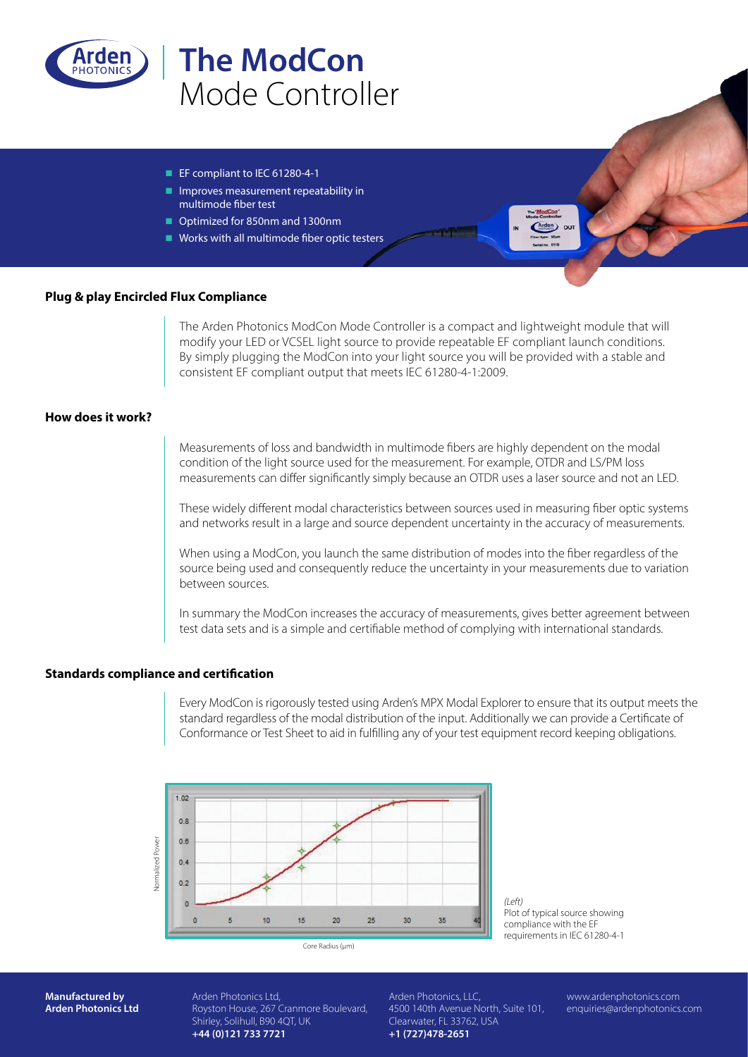# The ModCon
## Mode Controller

- EF compliant to IEC 61280-4-1
- Improves measurement repeatability in multimode fiber test
- Optimized for 850nm and 1300nm
- Works with all multimode fiber optic testers

### Plug & play Encircled Flux Compliance

The Arden Photonics ModCon Mode Controller is a compact and lightweight module that will modify your LED or VCSEL light source to provide repeatable EF compliant launch conditions. By simply plugging the ModCon into your light source you will be provided with a stable and consistent EF compliant output that meets IEC 61280-4-1:2009.

### How does it work?

Measurements of loss and bandwidth in multimode fibers are highly dependent on the modal condition of the light source used for the measurement. For example, OTDR and LS/PM loss measurements can differ significantly simply because an OTDR uses a laser source and not an LED.

These widely different modal characteristics between sources used in measuring fiber optic systems and networks result in a large and source dependent uncertainty in the accuracy of measurements.

When using a ModCon, you launch the same distribution of modes into the fiber regardless of the source being used and consequently reduce the uncertainty in your measurements due to variation between sources.

In summary the ModCon increases the accuracy of measurements, gives better agreement between test data sets and is a simple and certifiable method of complying with international standards.

### Standards compliance and certification

Every ModCon is rigorously tested using Arden's MPX Modal Explorer to ensure that its output meets the standard regardless of the modal distribution of the input. Additionally we can provide a Certificate of Conformance or Test Sheet to aid in fulfilling any of your test equipment record keeping obligations.

*(Left)*
Plot of typical source showing compliance with the EF requirements in IEC 61280-4-1

**Manufactured by**
**Arden Photonics Ltd**

Arden Photonics Ltd,
Royston House, 267 Cranmore Boulevard,
Shirley, Solihull, B90 4QT, UK
**+44 (0)121 733 7721**

Arden Photonics, LLC,
4500 140th Avenue North, Suite 101,
Clearwater, FL 33762, USA
**+1 (727)478-2651**

www.ardenphotonics.com
enquiries@ardenphotonics.com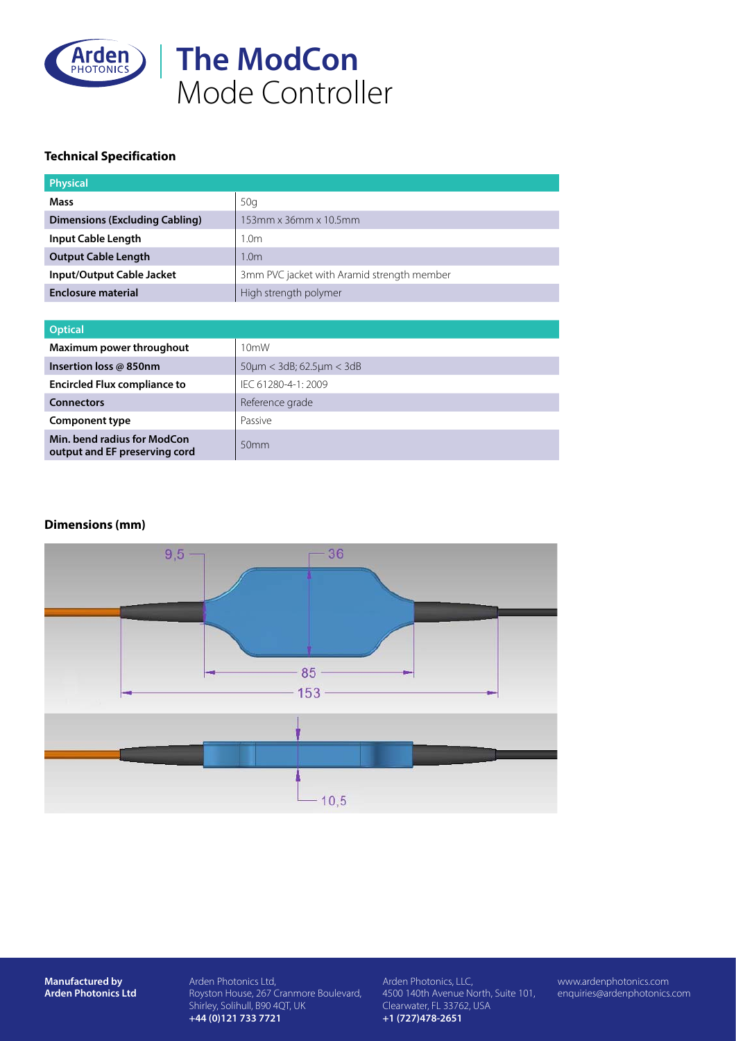# The ModCon
Mode Controller

### Technical Specification

| Physical | |
|---|---|
| **Mass** | 50g |
| **Dimensions (Excluding Cabling)** | 153mm x 36mm x 10.5mm |
| **Input Cable Length** | 1.0m |
| **Output Cable Length** | 1.0m |
| **Input/Output Cable Jacket** | 3mm PVC jacket with Aramid strength member |
| **Enclosure material** | High strength polymer |

| Optical | |
|---|---|
| **Maximum power throughout** | 10mW |
| **Insertion loss @ 850nm** | 50µm < 3dB; 62.5µm < 3dB |
| **Encircled Flux compliance to** | IEC 61280-4-1: 2009 |
| **Connectors** | Reference grade |
| **Component type** | Passive |
| **Min. bend radius for ModCon output and EF preserving cord** | 50mm |

### Dimensions (mm)

9,5 36 85 153 10,5

**Manufactured by**
**Arden Photonics Ltd**

Arden Photonics Ltd,
Royston House, 267 Cranmore Boulevard,
Shirley, Solihull, B90 4QT, UK
**+44 (0)121 733 7721**

Arden Photonics, LLC,
4500 140th Avenue North, Suite 101,
Clearwater, FL 33762, USA
**+1 (727)478-2651**

www.ardenphotonics.com
enquiries@ardenphotonics.com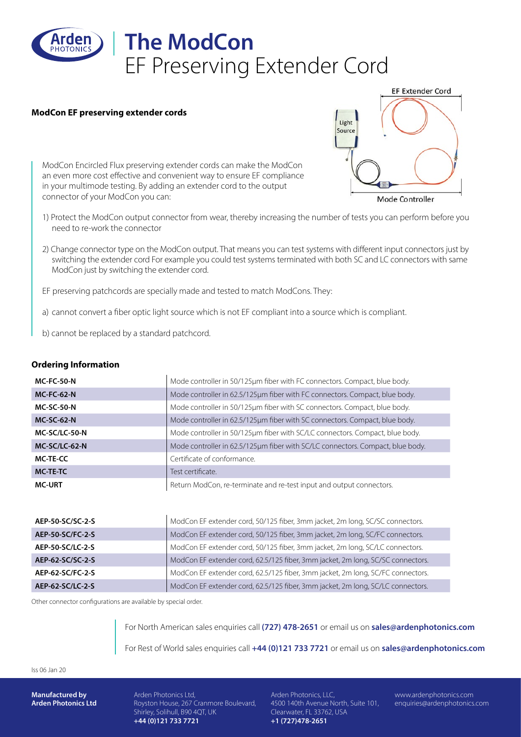# The ModCon
## EF Preserving Extender Cord

EF Extender Cord

Light Source

Mode Controller

### ModCon EF preserving extender cords

ModCon Encircled Flux preserving extender cords can make the ModCon an even more cost effective and convenient way to ensure EF compliance in your multimode testing. By adding an extender cord to the output connector of your ModCon you can:

1) Protect the ModCon output connector from wear, thereby increasing the number of tests you can perform before you need to re-work the connector

2) Change connector type on the ModCon output. That means you can test systems with different input connectors just by switching the extender cord For example you could test systems terminated with both SC and LC connectors with same ModCon just by switching the extender cord.

EF preserving patchcords are specially made and tested to match ModCons. They:

a) cannot convert a fiber optic light source which is not EF compliant into a source which is compliant.

b) cannot be replaced by a standard patchcord.

### Ordering Information

| | |
|---|---|
| **MC-FC-50-N** | Mode controller in 50/125µm fiber with FC connectors. Compact, blue body. |
| **MC-FC-62-N** | Mode controller in 62.5/125µm fiber with FC connectors. Compact, blue body. |
| **MC-SC-50-N** | Mode controller in 50/125µm fiber with SC connectors. Compact, blue body. |
| **MC-SC-62-N** | Mode controller in 62.5/125µm fiber with SC connectors. Compact, blue body. |
| **MC-SC/LC-50-N** | Mode controller in 50/125µm fiber with SC/LC connectors. Compact, blue body. |
| **MC-SC/LC-62-N** | Mode controller in 62.5/125µm fiber with SC/LC connectors. Compact, blue body. |
| **MC-TE-CC** | Certificate of conformance. |
| **MC-TE-TC** | Test certificate. |
| **MC-URT** | Return ModCon, re-terminate and re-test input and output connectors. |

| | |
|---|---|
| **AEP-50-SC/SC-2-S** | ModCon EF extender cord, 50/125 fiber, 3mm jacket, 2m long, SC/SC connectors. |
| **AEP-50-SC/FC-2-S** | ModCon EF extender cord, 50/125 fiber, 3mm jacket, 2m long, SC/FC connectors. |
| **AEP-50-SC/LC-2-S** | ModCon EF extender cord, 50/125 fiber, 3mm jacket, 2m long, SC/LC connectors. |
| **AEP-62-SC/SC-2-S** | ModCon EF extender cord, 62.5/125 fiber, 3mm jacket, 2m long, SC/SC connectors. |
| **AEP-62-SC/FC-2-S** | ModCon EF extender cord, 62.5/125 fiber, 3mm jacket, 2m long, SC/FC connectors. |
| **AEP-62-SC/LC-2-S** | ModCon EF extender cord, 62.5/125 fiber, 3mm jacket, 2m long, SC/LC connectors. |

Other connector configurations are available by special order.

For North American sales enquiries call **(727) 478-2651** or email us on **sales@ardenphotonics.com**

For Rest of World sales enquiries call **+44 (0)121 733 7721** or email us on **sales@ardenphotonics.com**

Iss 06 Jan 20

**Manufactured by Arden Photonics Ltd**

Arden Photonics Ltd,
Royston House, 267 Cranmore Boulevard,
Shirley, Solihull, B90 4QT, UK
**+44 (0)121 733 7721**

Arden Photonics, LLC,
4500 140th Avenue North, Suite 101,
Clearwater, FL 33762, USA
**+1 (727)478-2651**

www.ardenphotonics.com
enquiries@ardenphotonics.com